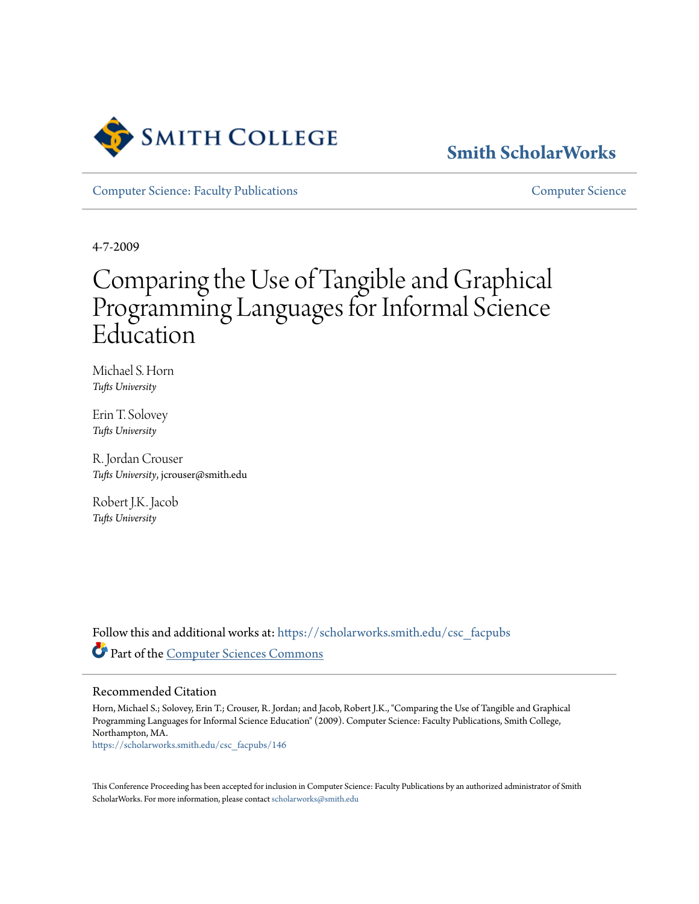Smith College

Smith ScholarWorks

Computer Science: Faculty Publications

Computer Science

4-7-2009

# Comparing the Use of Tangible and Graphical Programming Languages for Informal Science Education

Michael S. Horn
*Tufts University*

Erin T. Solovey
*Tufts University*

R. Jordan Crouser
*Tufts University*, jcrouser@smith.edu

Robert J.K. Jacob
*Tufts University*

Follow this and additional works at: https://scholarworks.smith.edu/csc_facpubs

Part of the Computer Sciences Commons

## Recommended Citation

Horn, Michael S.; Solovey, Erin T.; Crouser, R. Jordan; and Jacob, Robert J.K., "Comparing the Use of Tangible and Graphical Programming Languages for Informal Science Education" (2009). Computer Science: Faculty Publications, Smith College, Northampton, MA.
https://scholarworks.smith.edu/csc_facpubs/146

This Conference Proceeding has been accepted for inclusion in Computer Science: Faculty Publications by an authorized administrator of Smith ScholarWorks. For more information, please contact scholarworks@smith.edu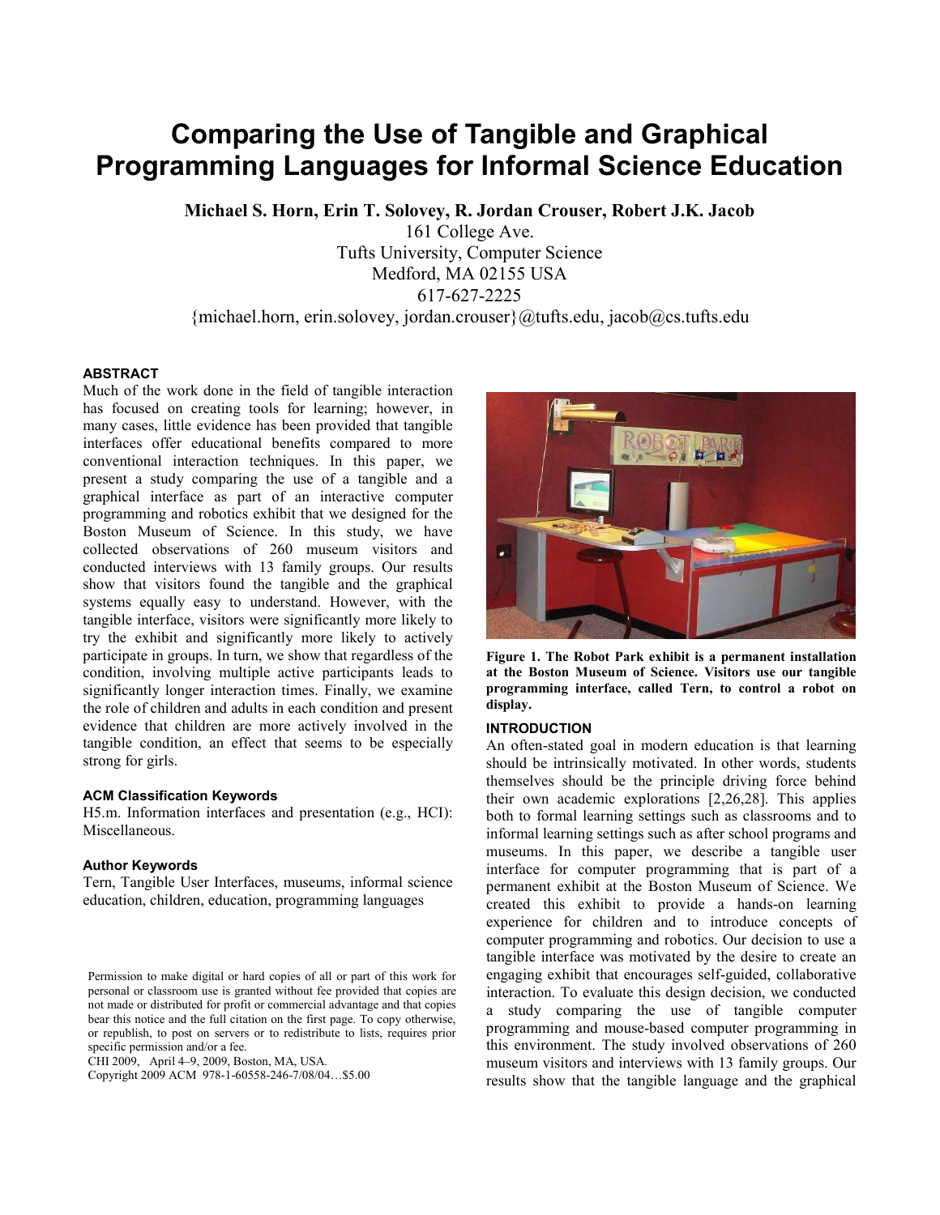# Comparing the Use of Tangible and Graphical Programming Languages for Informal Science Education

**Michael S. Horn, Erin T. Solovey, R. Jordan Crouser, Robert J.K. Jacob**

161 College Ave.
Tufts University, Computer Science
Medford, MA 02155 USA
617-627-2225
{michael.horn, erin.solovey, jordan.crouser}@tufts.edu, jacob@cs.tufts.edu

## ABSTRACT

Much of the work done in the field of tangible interaction has focused on creating tools for learning; however, in many cases, little evidence has been provided that tangible interfaces offer educational benefits compared to more conventional interaction techniques. In this paper, we present a study comparing the use of a tangible and a graphical interface as part of an interactive computer programming and robotics exhibit that we designed for the Boston Museum of Science. In this study, we have collected observations of 260 museum visitors and conducted interviews with 13 family groups. Our results show that visitors found the tangible and the graphical systems equally easy to understand. However, with the tangible interface, visitors were significantly more likely to try the exhibit and significantly more likely to actively participate in groups. In turn, we show that regardless of the condition, involving multiple active participants leads to significantly longer interaction times. Finally, we examine the role of children and adults in each condition and present evidence that children are more actively involved in the tangible condition, an effect that seems to be especially strong for girls.

### ACM Classification Keywords

H5.m. Information interfaces and presentation (e.g., HCI): Miscellaneous.

### Author Keywords

Tern, Tangible User Interfaces, museums, informal science education, children, education, programming languages

Permission to make digital or hard copies of all or part of this work for personal or classroom use is granted without fee provided that copies are not made or distributed for profit or commercial advantage and that copies bear this notice and the full citation on the first page. To copy otherwise, or republish, to post on servers or to redistribute to lists, requires prior specific permission and/or a fee.
CHI 2009, April 4–9, 2009, Boston, MA, USA.
Copyright 2009 ACM 978-1-60558-246-7/08/04…$5.00

**Figure 1. The Robot Park exhibit is a permanent installation at the Boston Museum of Science. Visitors use our tangible programming interface, called Tern, to control a robot on display.**

## INTRODUCTION

An often-stated goal in modern education is that learning should be intrinsically motivated. In other words, students themselves should be the principle driving force behind their own academic explorations [2,26,28]. This applies both to formal learning settings such as classrooms and to informal learning settings such as after school programs and museums. In this paper, we describe a tangible user interface for computer programming that is part of a permanent exhibit at the Boston Museum of Science. We created this exhibit to provide a hands-on learning experience for children and to introduce concepts of computer programming and robotics. Our decision to use a tangible interface was motivated by the desire to create an engaging exhibit that encourages self-guided, collaborative interaction. To evaluate this design decision, we conducted a study comparing the use of tangible computer programming and mouse-based computer programming in this environment. The study involved observations of 260 museum visitors and interviews with 13 family groups. Our results show that the tangible language and the graphical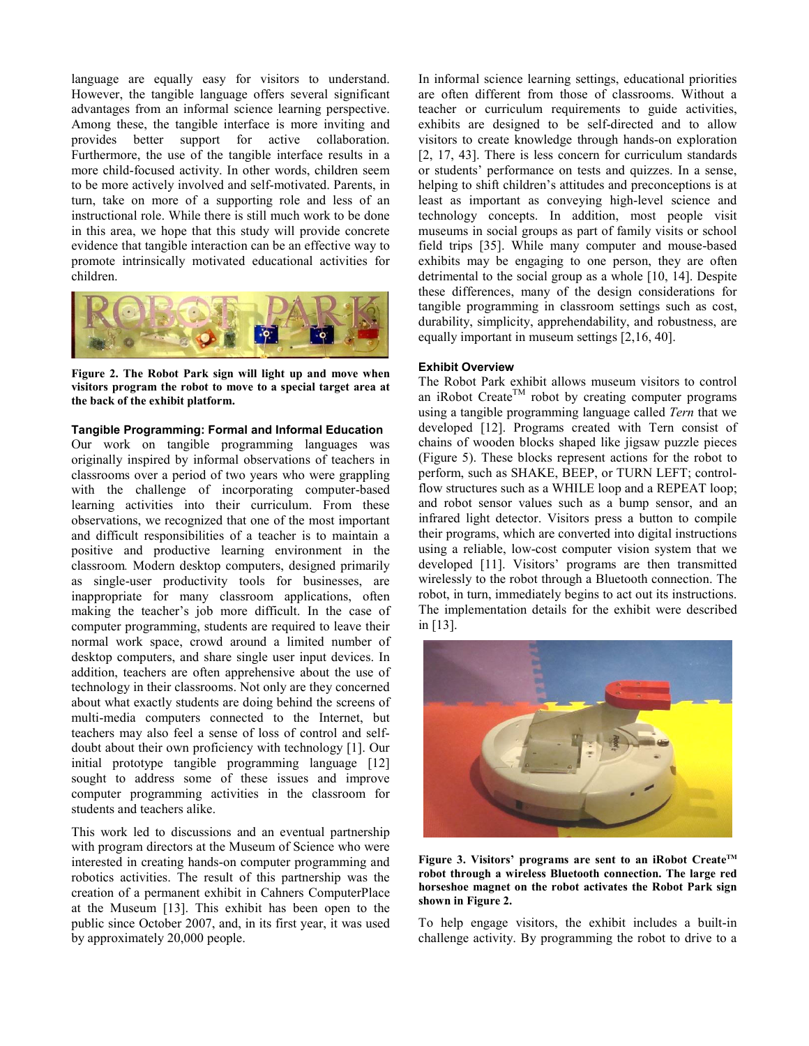language are equally easy for visitors to understand. However, the tangible language offers several significant advantages from an informal science learning perspective. Among these, the tangible interface is more inviting and provides better support for active collaboration. Furthermore, the use of the tangible interface results in a more child-focused activity. In other words, children seem to be more actively involved and self-motivated. Parents, in turn, take on more of a supporting role and less of an instructional role. While there is still much work to be done in this area, we hope that this study will provide concrete evidence that tangible interaction can be an effective way to promote intrinsically motivated educational activities for children.

**Figure 2. The Robot Park sign will light up and move when visitors program the robot to move to a special target area at the back of the exhibit platform.**

### Tangible Programming: Formal and Informal Education

Our work on tangible programming languages was originally inspired by informal observations of teachers in classrooms over a period of two years who were grappling with the challenge of incorporating computer-based learning activities into their curriculum. From these observations, we recognized that one of the most important and difficult responsibilities of a teacher is to maintain a positive and productive learning environment in the classroom. Modern desktop computers, designed primarily as single-user productivity tools for businesses, are inappropriate for many classroom applications, often making the teacher's job more difficult. In the case of computer programming, students are required to leave their normal work space, crowd around a limited number of desktop computers, and share single user input devices. In addition, teachers are often apprehensive about the use of technology in their classrooms. Not only are they concerned about what exactly students are doing behind the screens of multi-media computers connected to the Internet, but teachers may also feel a sense of loss of control and self-doubt about their own proficiency with technology [1]. Our initial prototype tangible programming language [12] sought to address some of these issues and improve computer programming activities in the classroom for students and teachers alike.

This work led to discussions and an eventual partnership with program directors at the Museum of Science who were interested in creating hands-on computer programming and robotics activities. The result of this partnership was the creation of a permanent exhibit in Cahners ComputerPlace at the Museum [13]. This exhibit has been open to the public since October 2007, and, in its first year, it was used by approximately 20,000 people.

In informal science learning settings, educational priorities are often different from those of classrooms. Without a teacher or curriculum requirements to guide activities, exhibits are designed to be self-directed and to allow visitors to create knowledge through hands-on exploration [2, 17, 43]. There is less concern for curriculum standards or students' performance on tests and quizzes. In a sense, helping to shift children's attitudes and preconceptions is at least as important as conveying high-level science and technology concepts. In addition, most people visit museums in social groups as part of family visits or school field trips [35]. While many computer and mouse-based exhibits may be engaging to one person, they are often detrimental to the social group as a whole [10, 14]. Despite these differences, many of the design considerations for tangible programming in classroom settings such as cost, durability, simplicity, apprehendability, and robustness, are equally important in museum settings [2,16, 40].

### Exhibit Overview

The Robot Park exhibit allows museum visitors to control an iRobot Create™ robot by creating computer programs using a tangible programming language called *Tern* that we developed [12]. Programs created with Tern consist of chains of wooden blocks shaped like jigsaw puzzle pieces (Figure 5). These blocks represent actions for the robot to perform, such as SHAKE, BEEP, or TURN LEFT; control-flow structures such as a WHILE loop and a REPEAT loop; and robot sensor values such as a bump sensor, and an infrared light detector. Visitors press a button to compile their programs, which are converted into digital instructions using a reliable, low-cost computer vision system that we developed [11]. Visitors' programs are then transmitted wirelessly to the robot through a Bluetooth connection. The robot, in turn, immediately begins to act out its instructions. The implementation details for the exhibit were described in [13].

**Figure 3. Visitors' programs are sent to an iRobot Create™ robot through a wireless Bluetooth connection. The large red horseshoe magnet on the robot activates the Robot Park sign shown in Figure 2.**

To help engage visitors, the exhibit includes a built-in challenge activity. By programming the robot to drive to a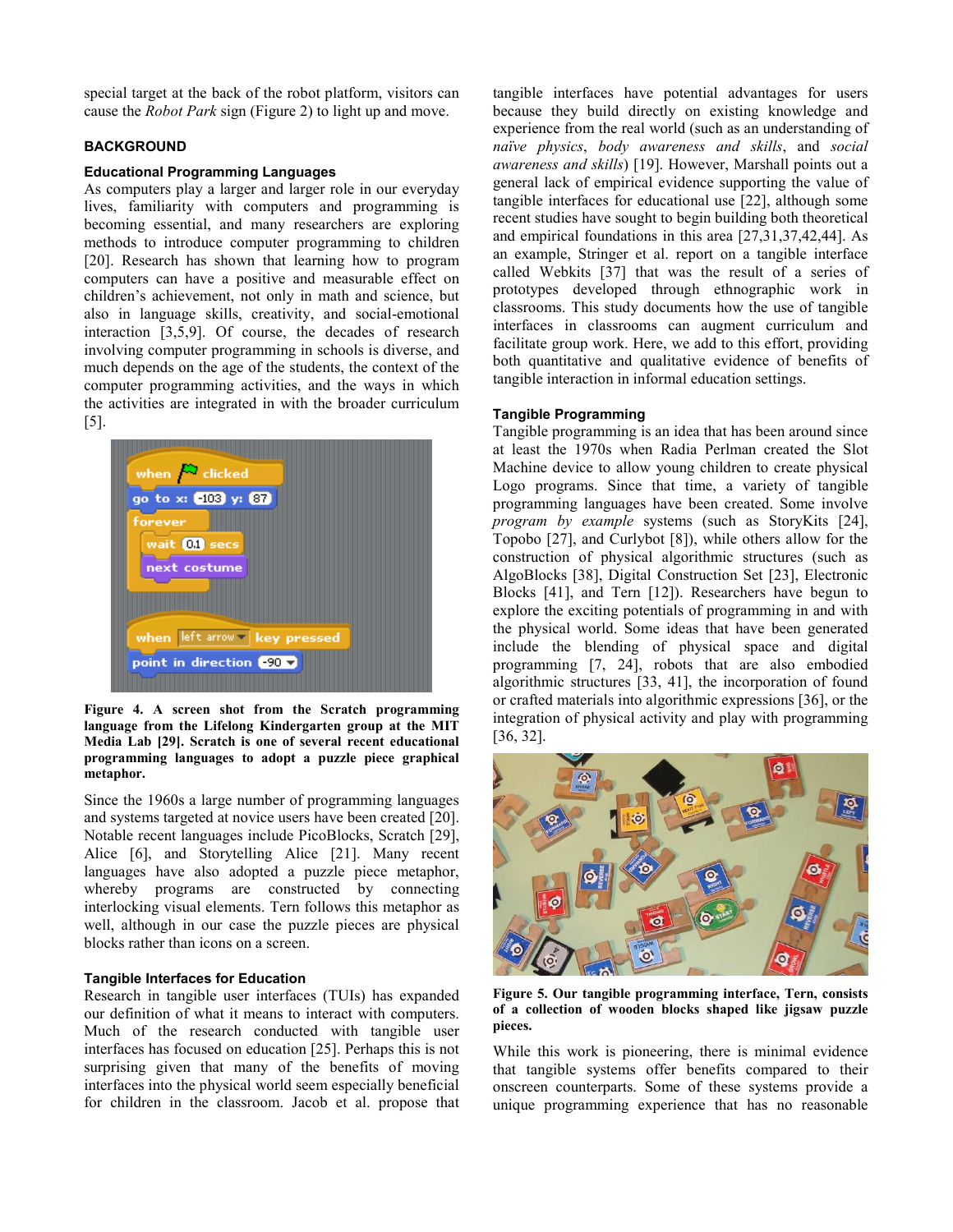special target at the back of the robot platform, visitors can cause the *Robot Park* sign (Figure 2) to light up and move.

## BACKGROUND

### Educational Programming Languages

As computers play a larger and larger role in our everyday lives, familiarity with computers and programming is becoming essential, and many researchers are exploring methods to introduce computer programming to children [20]. Research has shown that learning how to program computers can have a positive and measurable effect on children's achievement, not only in math and science, but also in language skills, creativity, and social-emotional interaction [3,5,9]. Of course, the decades of research involving computer programming in schools is diverse, and much depends on the age of the students, the context of the computer programming activities, and the ways in which the activities are integrated in with the broader curriculum [5].

**Figure 4. A screen shot from the Scratch programming language from the Lifelong Kindergarten group at the MIT Media Lab [29]. Scratch is one of several recent educational programming languages to adopt a puzzle piece graphical metaphor.**

Since the 1960s a large number of programming languages and systems targeted at novice users have been created [20]. Notable recent languages include PicoBlocks, Scratch [29], Alice [6], and Storytelling Alice [21]. Many recent languages have also adopted a puzzle piece metaphor, whereby programs are constructed by connecting interlocking visual elements. Tern follows this metaphor as well, although in our case the puzzle pieces are physical blocks rather than icons on a screen.

### Tangible Interfaces for Education

Research in tangible user interfaces (TUIs) has expanded our definition of what it means to interact with computers. Much of the research conducted with tangible user interfaces has focused on education [25]. Perhaps this is not surprising given that many of the benefits of moving interfaces into the physical world seem especially beneficial for children in the classroom. Jacob et al. propose that tangible interfaces have potential advantages for users because they build directly on existing knowledge and experience from the real world (such as an understanding of *naïve physics*, *body awareness and skills*, and *social awareness and skills*) [19]. However, Marshall points out a general lack of empirical evidence supporting the value of tangible interfaces for educational use [22], although some recent studies have sought to begin building both theoretical and empirical foundations in this area [27,31,37,42,44]. As an example, Stringer et al. report on a tangible interface called Webkits [37] that was the result of a series of prototypes developed through ethnographic work in classrooms. This study documents how the use of tangible interfaces in classrooms can augment curriculum and facilitate group work. Here, we add to this effort, providing both quantitative and qualitative evidence of benefits of tangible interaction in informal education settings.

### Tangible Programming

Tangible programming is an idea that has been around since at least the 1970s when Radia Perlman created the Slot Machine device to allow young children to create physical Logo programs. Since that time, a variety of tangible programming languages have been created. Some involve *program by example* systems (such as StoryKits [24], Topobo [27], and Curlybot [8]), while others allow for the construction of physical algorithmic structures (such as AlgoBlocks [38], Digital Construction Set [23], Electronic Blocks [41], and Tern [12]). Researchers have begun to explore the exciting potentials of programming in and with the physical world. Some ideas that have been generated include the blending of physical space and digital programming [7, 24], robots that are also embodied algorithmic structures [33, 41], the incorporation of found or crafted materials into algorithmic expressions [36], or the integration of physical activity and play with programming [36, 32].

**Figure 5. Our tangible programming interface, Tern, consists of a collection of wooden blocks shaped like jigsaw puzzle pieces.**

While this work is pioneering, there is minimal evidence that tangible systems offer benefits compared to their onscreen counterparts. Some of these systems provide a unique programming experience that has no reasonable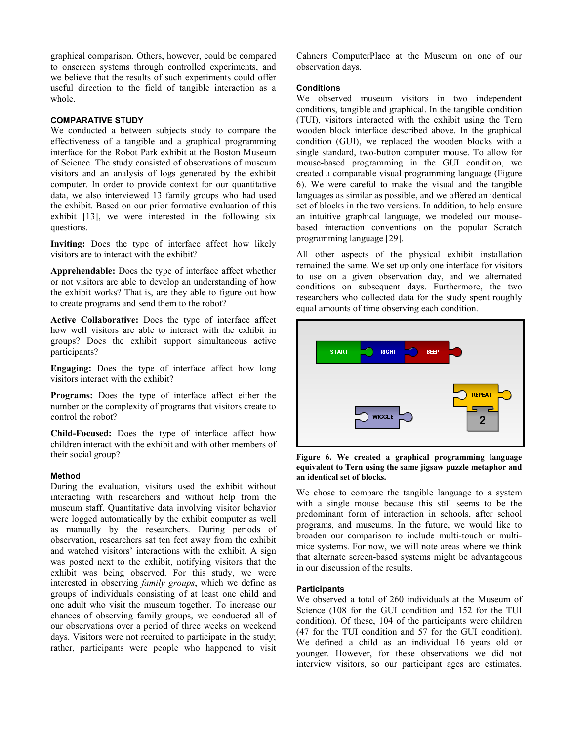graphical comparison. Others, however, could be compared to onscreen systems through controlled experiments, and we believe that the results of such experiments could offer useful direction to the field of tangible interaction as a whole.

## COMPARATIVE STUDY

We conducted a between subjects study to compare the effectiveness of a tangible and a graphical programming interface for the Robot Park exhibit at the Boston Museum of Science. The study consisted of observations of museum visitors and an analysis of logs generated by the exhibit computer. In order to provide context for our quantitative data, we also interviewed 13 family groups who had used the exhibit. Based on our prior formative evaluation of this exhibit [13], we were interested in the following six questions.

**Inviting:** Does the type of interface affect how likely visitors are to interact with the exhibit?

**Apprehendable:** Does the type of interface affect whether or not visitors are able to develop an understanding of how the exhibit works? That is, are they able to figure out how to create programs and send them to the robot?

**Active Collaborative:** Does the type of interface affect how well visitors are able to interact with the exhibit in groups? Does the exhibit support simultaneous active participants?

**Engaging:** Does the type of interface affect how long visitors interact with the exhibit?

**Programs:** Does the type of interface affect either the number or the complexity of programs that visitors create to control the robot?

**Child-Focused:** Does the type of interface affect how children interact with the exhibit and with other members of their social group?

### Method

During the evaluation, visitors used the exhibit without interacting with researchers and without help from the museum staff. Quantitative data involving visitor behavior were logged automatically by the exhibit computer as well as manually by the researchers. During periods of observation, researchers sat ten feet away from the exhibit and watched visitors' interactions with the exhibit. A sign was posted next to the exhibit, notifying visitors that the exhibit was being observed. For this study, we were interested in observing *family groups*, which we define as groups of individuals consisting of at least one child and one adult who visit the museum together. To increase our chances of observing family groups, we conducted all of our observations over a period of three weeks on weekend days. Visitors were not recruited to participate in the study; rather, participants were people who happened to visit Cahners ComputerPlace at the Museum on one of our observation days.

### Conditions

We observed museum visitors in two independent conditions, tangible and graphical. In the tangible condition (TUI), visitors interacted with the exhibit using the Tern wooden block interface described above. In the graphical condition (GUI), we replaced the wooden blocks with a single standard, two-button computer mouse. To allow for mouse-based programming in the GUI condition, we created a comparable visual programming language (Figure 6). We were careful to make the visual and the tangible languages as similar as possible, and we offered an identical set of blocks in the two versions. In addition, to help ensure an intuitive graphical language, we modeled our mouse-based interaction conventions on the popular Scratch programming language [29].

All other aspects of the physical exhibit installation remained the same. We set up only one interface for visitors to use on a given observation day, and we alternated conditions on subsequent days. Furthermore, the two researchers who collected data for the study spent roughly equal amounts of time observing each condition.

START
RIGHT
BEEP
REPEAT
WIGGLE
2

**Figure 6. We created a graphical programming language equivalent to Tern using the same jigsaw puzzle metaphor and an identical set of blocks.**

We chose to compare the tangible language to a system with a single mouse because this still seems to be the predominant form of interaction in schools, after school programs, and museums. In the future, we would like to broaden our comparison to include multi-touch or multi-mice systems. For now, we will note areas where we think that alternate screen-based systems might be advantageous in our discussion of the results.

### Participants

We observed a total of 260 individuals at the Museum of Science (108 for the GUI condition and 152 for the TUI condition). Of these, 104 of the participants were children (47 for the TUI condition and 57 for the GUI condition). We defined a child as an individual 16 years old or younger. However, for these observations we did not interview visitors, so our participant ages are estimates.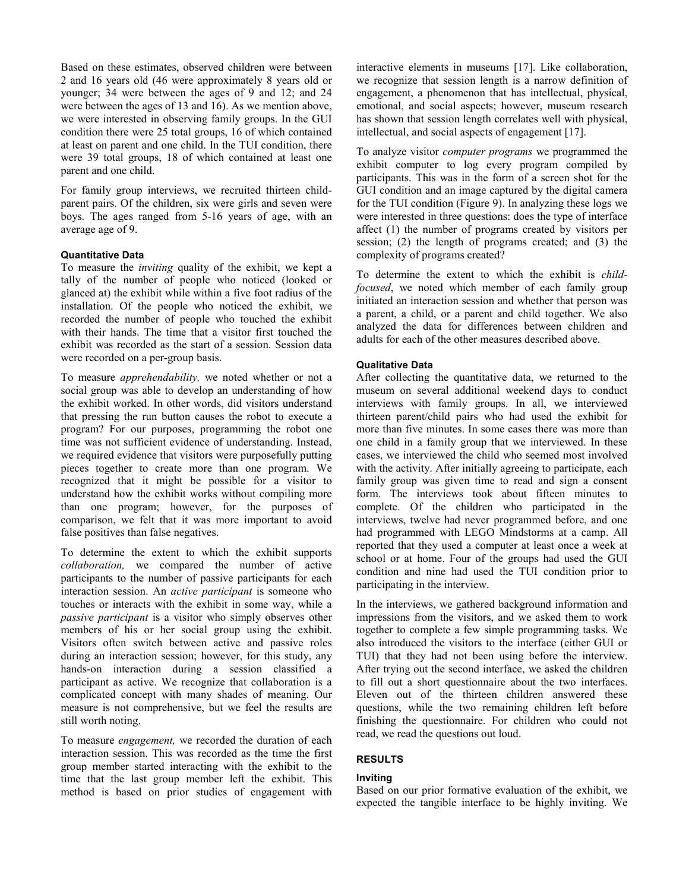Based on these estimates, observed children were between 2 and 16 years old (46 were approximately 8 years old or younger; 34 were between the ages of 9 and 12; and 24 were between the ages of 13 and 16). As we mention above, we were interested in observing family groups. In the GUI condition there were 25 total groups, 16 of which contained at least on parent and one child. In the TUI condition, there were 39 total groups, 18 of which contained at least one parent and one child.

For family group interviews, we recruited thirteen child-parent pairs. Of the children, six were girls and seven were boys. The ages ranged from 5-16 years of age, with an average age of 9.

#### Quantitative Data

To measure the *inviting* quality of the exhibit, we kept a tally of the number of people who noticed (looked or glanced at) the exhibit while within a five foot radius of the installation. Of the people who noticed the exhibit, we recorded the number of people who touched the exhibit with their hands. The time that a visitor first touched the exhibit was recorded as the start of a session. Session data were recorded on a per-group basis.

To measure *apprehendability,* we noted whether or not a social group was able to develop an understanding of how the exhibit worked. In other words, did visitors understand that pressing the run button causes the robot to execute a program? For our purposes, programming the robot one time was not sufficient evidence of understanding. Instead, we required evidence that visitors were purposefully putting pieces together to create more than one program. We recognized that it might be possible for a visitor to understand how the exhibit works without compiling more than one program; however, for the purposes of comparison, we felt that it was more important to avoid false positives than false negatives.

To determine the extent to which the exhibit supports *collaboration,* we compared the number of active participants to the number of passive participants for each interaction session. An *active participant* is someone who touches or interacts with the exhibit in some way, while a *passive participant* is a visitor who simply observes other members of his or her social group using the exhibit. Visitors often switch between active and passive roles during an interaction session; however, for this study, any hands-on interaction during a session classified a participant as active. We recognize that collaboration is a complicated concept with many shades of meaning. Our measure is not comprehensive, but we feel the results are still worth noting.

To measure *engagement,* we recorded the duration of each interaction session. This was recorded as the time the first group member started interacting with the exhibit to the time that the last group member left the exhibit. This method is based on prior studies of engagement with interactive elements in museums [17]. Like collaboration, we recognize that session length is a narrow definition of engagement, a phenomenon that has intellectual, physical, emotional, and social aspects; however, museum research has shown that session length correlates well with physical, intellectual, and social aspects of engagement [17].

To analyze visitor *computer programs* we programmed the exhibit computer to log every program compiled by participants. This was in the form of a screen shot for the GUI condition and an image captured by the digital camera for the TUI condition (Figure 9). In analyzing these logs we were interested in three questions: does the type of interface affect (1) the number of programs created by visitors per session; (2) the length of programs created; and (3) the complexity of programs created?

To determine the extent to which the exhibit is *child-focused*, we noted which member of each family group initiated an interaction session and whether that person was a parent, a child, or a parent and child together. We also analyzed the data for differences between children and adults for each of the other measures described above.

#### Qualitative Data

After collecting the quantitative data, we returned to the museum on several additional weekend days to conduct interviews with family groups. In all, we interviewed thirteen parent/child pairs who had used the exhibit for more than five minutes. In some cases there was more than one child in a family group that we interviewed. In these cases, we interviewed the child who seemed most involved with the activity. After initially agreeing to participate, each family group was given time to read and sign a consent form. The interviews took about fifteen minutes to complete. Of the children who participated in the interviews, twelve had never programmed before, and one had programmed with LEGO Mindstorms at a camp. All reported that they used a computer at least once a week at school or at home. Four of the groups had used the GUI condition and nine had used the TUI condition prior to participating in the interview.

In the interviews, we gathered background information and impressions from the visitors, and we asked them to work together to complete a few simple programming tasks. We also introduced the visitors to the interface (either GUI or TUI) that they had not been using before the interview. After trying out the second interface, we asked the children to fill out a short questionnaire about the two interfaces. Eleven out of the thirteen children answered these questions, while the two remaining children left before finishing the questionnaire. For children who could not read, we read the questions out loud.

### RESULTS

#### Inviting

Based on our prior formative evaluation of the exhibit, we expected the tangible interface to be highly inviting. We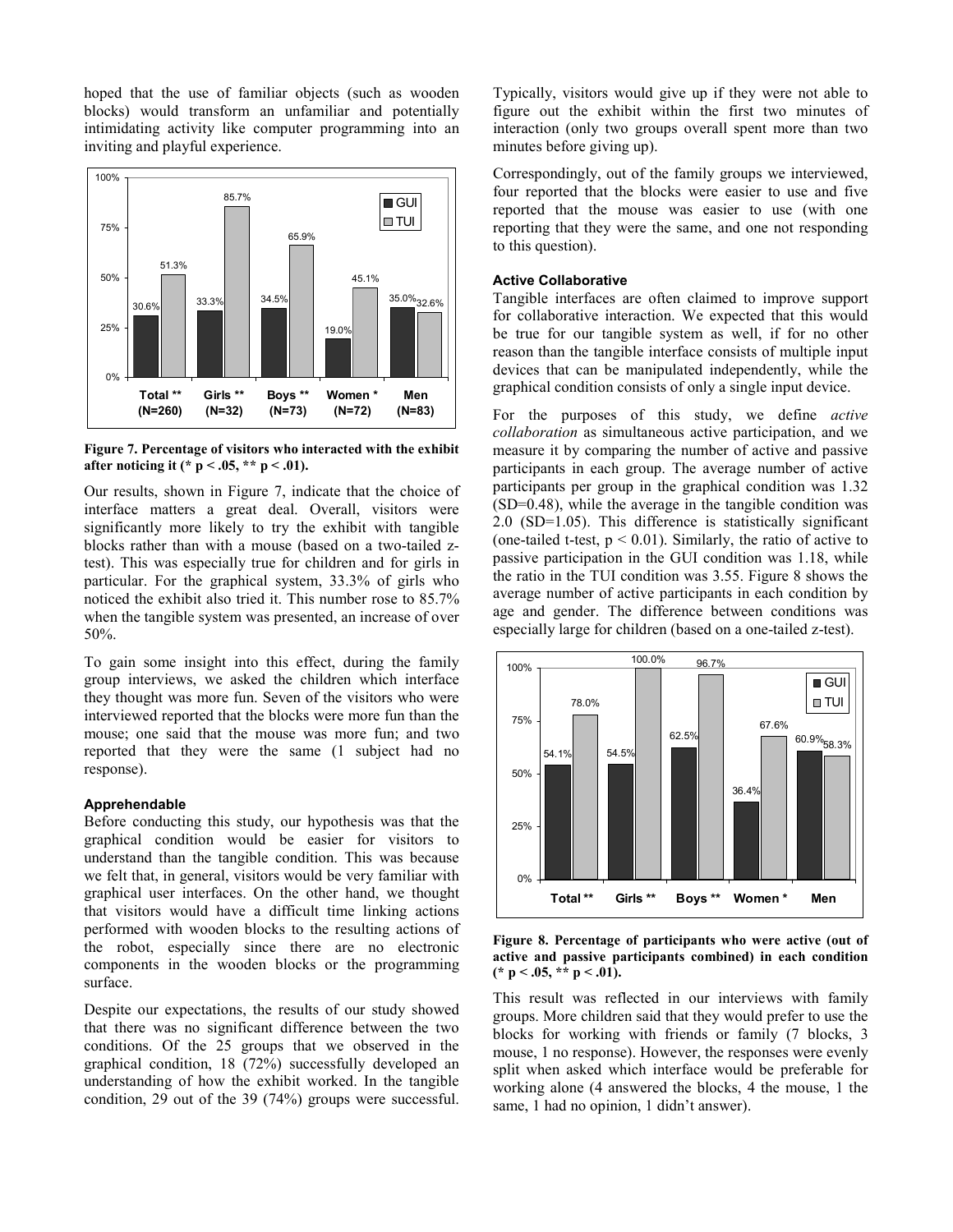hoped that the use of familiar objects (such as wooden blocks) would transform an unfamiliar and potentially intimidating activity like computer programming into an inviting and playful experience.

**Figure 7. Percentage of visitors who interacted with the exhibit after noticing it (* $p < .05$, ** $p < .01$).**

Our results, shown in Figure 7, indicate that the choice of interface matters a great deal. Overall, visitors were significantly more likely to try the exhibit with tangible blocks rather than with a mouse (based on a two-tailed z-test). This was especially true for children and for girls in particular. For the graphical system, 33.3% of girls who noticed the exhibit also tried it. This number rose to 85.7% when the tangible system was presented, an increase of over 50%.

To gain some insight into this effect, during the family group interviews, we asked the children which interface they thought was more fun. Seven of the visitors who were interviewed reported that the blocks were more fun than the mouse; one said that the mouse was more fun; and two reported that they were the same (1 subject had no response).

#### Apprehendable

Before conducting this study, our hypothesis was that the graphical condition would be easier for visitors to understand than the tangible condition. This was because we felt that, in general, visitors would be very familiar with graphical user interfaces. On the other hand, we thought that visitors would have a difficult time linking actions performed with wooden blocks to the resulting actions of the robot, especially since there are no electronic components in the wooden blocks or the programming surface.

Despite our expectations, the results of our study showed that there was no significant difference between the two conditions. Of the 25 groups that we observed in the graphical condition, 18 (72%) successfully developed an understanding of how the exhibit worked. In the tangible condition, 29 out of the 39 (74%) groups were successful. Typically, visitors would give up if they were not able to figure out the exhibit within the first two minutes of interaction (only two groups overall spent more than two minutes before giving up).

Correspondingly, out of the family groups we interviewed, four reported that the blocks were easier to use and five reported that the mouse was easier to use (with one reporting that they were the same, and one not responding to this question).

#### Active Collaborative

Tangible interfaces are often claimed to improve support for collaborative interaction. We expected that this would be true for our tangible system as well, if for no other reason than the tangible interface consists of multiple input devices that can be manipulated independently, while the graphical condition consists of only a single input device.

For the purposes of this study, we define *active collaboration* as simultaneous active participation, and we measure it by comparing the number of active and passive participants in each group. The average number of active participants per group in the graphical condition was 1.32 (SD=0.48), while the average in the tangible condition was 2.0 (SD=1.05). This difference is statistically significant (one-tailed t-test, $p < 0.01$). Similarly, the ratio of active to passive participation in the GUI condition was 1.18, while the ratio in the TUI condition was 3.55. Figure 8 shows the average number of active participants in each condition by age and gender. The difference between conditions was especially large for children (based on a one-tailed z-test).

**Figure 8. Percentage of participants who were active (out of active and passive participants combined) in each condition (* $p < .05$, ** $p < .01$).**

This result was reflected in our interviews with family groups. More children said that they would prefer to use the blocks for working with friends or family (7 blocks, 3 mouse, 1 no response). However, the responses were evenly split when asked which interface would be preferable for working alone (4 answered the blocks, 4 the mouse, 1 the same, 1 had no opinion, 1 didn't answer).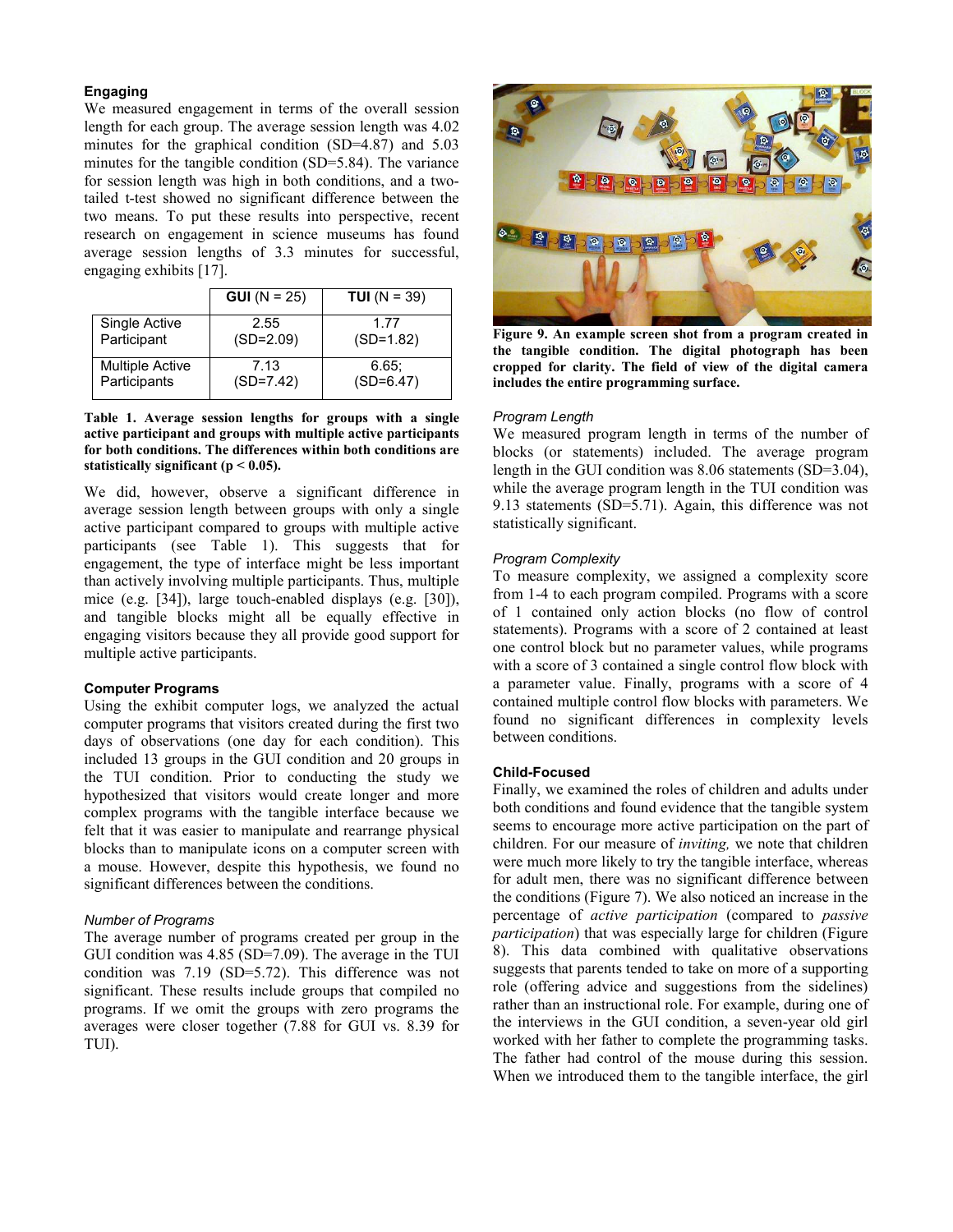### Engaging

We measured engagement in terms of the overall session length for each group. The average session length was 4.02 minutes for the graphical condition (SD=4.87) and 5.03 minutes for the tangible condition (SD=5.84). The variance for session length was high in both conditions, and a two-tailed t-test showed no significant difference between the two means. To put these results into perspective, recent research on engagement in science museums has found average session lengths of 3.3 minutes for successful, engaging exhibits [17].

| | **GUI** (N = 25) | **TUI** (N = 39) |
|---|---|---|
| Single Active Participant | 2.55 (SD=2.09) | 1.77 (SD=1.82) |
| Multiple Active Participants | 7.13 (SD=7.42) | 6.65; (SD=6.47) |

**Table 1. Average session lengths for groups with a single active participant and groups with multiple active participants for both conditions. The differences within both conditions are statistically significant ($p < 0.05$).**

We did, however, observe a significant difference in average session length between groups with only a single active participant compared to groups with multiple active participants (see Table 1). This suggests that for engagement, the type of interface might be less important than actively involving multiple participants. Thus, multiple mice (e.g. [34]), large touch-enabled displays (e.g. [30]), and tangible blocks might all be equally effective in engaging visitors because they all provide good support for multiple active participants.

### Computer Programs

Using the exhibit computer logs, we analyzed the actual computer programs that visitors created during the first two days of observations (one day for each condition). This included 13 groups in the GUI condition and 20 groups in the TUI condition. Prior to conducting the study we hypothesized that visitors would create longer and more complex programs with the tangible interface because we felt that it was easier to manipulate and rearrange physical blocks than to manipulate icons on a computer screen with a mouse. However, despite this hypothesis, we found no significant differences between the conditions.

#### *Number of Programs*

The average number of programs created per group in the GUI condition was 4.85 (SD=7.09). The average in the TUI condition was 7.19 (SD=5.72). This difference was not significant. These results include groups that compiled no programs. If we omit the groups with zero programs the averages were closer together (7.88 for GUI vs. 8.39 for TUI).

**Figure 9. An example screen shot from a program created in the tangible condition. The digital photograph has been cropped for clarity. The field of view of the digital camera includes the entire programming surface.**

#### *Program Length*

We measured program length in terms of the number of blocks (or statements) included. The average program length in the GUI condition was 8.06 statements (SD=3.04), while the average program length in the TUI condition was 9.13 statements (SD=5.71). Again, this difference was not statistically significant.

#### *Program Complexity*

To measure complexity, we assigned a complexity score from 1-4 to each program compiled. Programs with a score of 1 contained only action blocks (no flow of control statements). Programs with a score of 2 contained at least one control block but no parameter values, while programs with a score of 3 contained a single control flow block with a parameter value. Finally, programs with a score of 4 contained multiple control flow blocks with parameters. We found no significant differences in complexity levels between conditions.

### Child-Focused

Finally, we examined the roles of children and adults under both conditions and found evidence that the tangible system seems to encourage more active participation on the part of children. For our measure of *inviting,* we note that children were much more likely to try the tangible interface, whereas for adult men, there was no significant difference between the conditions (Figure 7). We also noticed an increase in the percentage of *active participation* (compared to *passive participation*) that was especially large for children (Figure 8). This data combined with qualitative observations suggests that parents tended to take on more of a supporting role (offering advice and suggestions from the sidelines) rather than an instructional role. For example, during one of the interviews in the GUI condition, a seven-year old girl worked with her father to complete the programming tasks. The father had control of the mouse during this session. When we introduced them to the tangible interface, the girl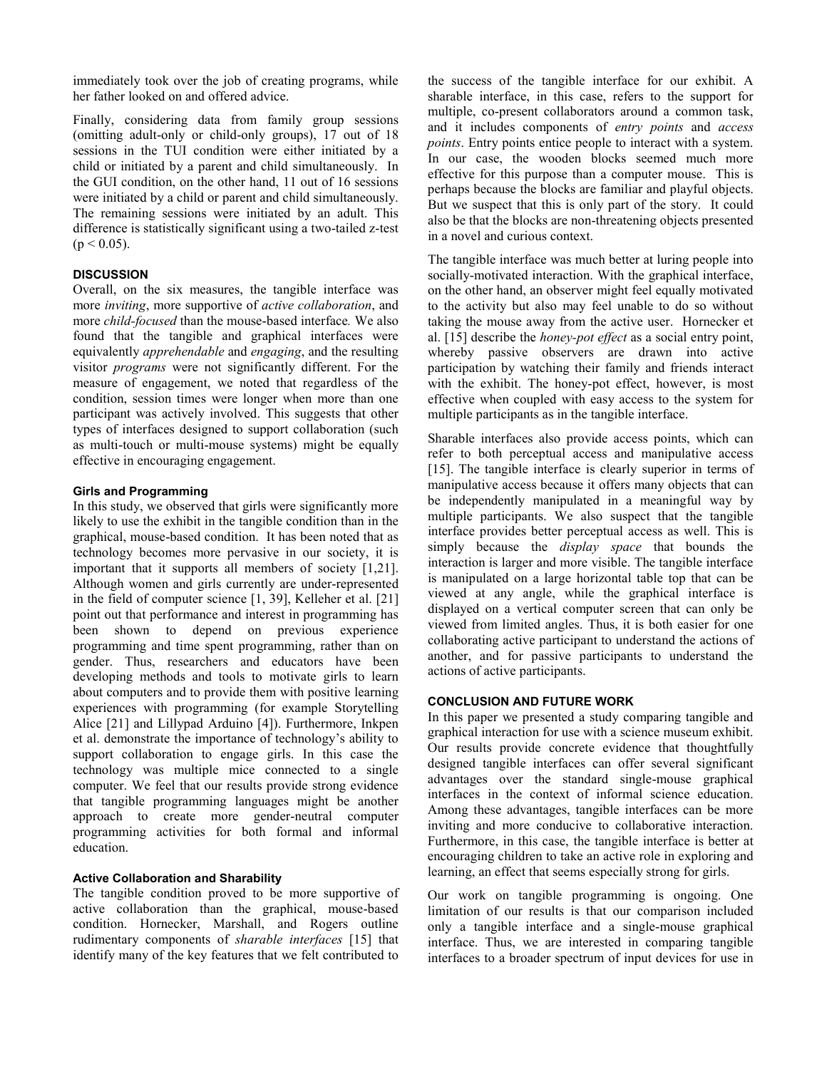immediately took over the job of creating programs, while her father looked on and offered advice.

Finally, considering data from family group sessions (omitting adult-only or child-only groups), 17 out of 18 sessions in the TUI condition were either initiated by a child or initiated by a parent and child simultaneously. In the GUI condition, on the other hand, 11 out of 16 sessions were initiated by a child or parent and child simultaneously. The remaining sessions were initiated by an adult. This difference is statistically significant using a two-tailed z-test ($p < 0.05$).

## DISCUSSION

Overall, on the six measures, the tangible interface was more *inviting*, more supportive of *active collaboration*, and more *child-focused* than the mouse-based interface*.* We also found that the tangible and graphical interfaces were equivalently *apprehendable* and *engaging*, and the resulting visitor *programs* were not significantly different. For the measure of engagement, we noted that regardless of the condition, session times were longer when more than one participant was actively involved. This suggests that other types of interfaces designed to support collaboration (such as multi-touch or multi-mouse systems) might be equally effective in encouraging engagement.

### Girls and Programming

In this study, we observed that girls were significantly more likely to use the exhibit in the tangible condition than in the graphical, mouse-based condition. It has been noted that as technology becomes more pervasive in our society, it is important that it supports all members of society [1,21]. Although women and girls currently are under-represented in the field of computer science [1, 39], Kelleher et al. [21] point out that performance and interest in programming has been shown to depend on previous experience programming and time spent programming, rather than on gender. Thus, researchers and educators have been developing methods and tools to motivate girls to learn about computers and to provide them with positive learning experiences with programming (for example Storytelling Alice [21] and Lillypad Arduino [4]). Furthermore, Inkpen et al. demonstrate the importance of technology's ability to support collaboration to engage girls. In this case the technology was multiple mice connected to a single computer. We feel that our results provide strong evidence that tangible programming languages might be another approach to create more gender-neutral computer programming activities for both formal and informal education.

### Active Collaboration and Sharability

The tangible condition proved to be more supportive of active collaboration than the graphical, mouse-based condition. Hornecker, Marshall, and Rogers outline rudimentary components of *sharable interfaces* [15] that identify many of the key features that we felt contributed to the success of the tangible interface for our exhibit. A sharable interface, in this case, refers to the support for multiple, co-present collaborators around a common task, and it includes components of *entry points* and *access points*. Entry points entice people to interact with a system. In our case, the wooden blocks seemed much more effective for this purpose than a computer mouse. This is perhaps because the blocks are familiar and playful objects. But we suspect that this is only part of the story. It could also be that the blocks are non-threatening objects presented in a novel and curious context.

The tangible interface was much better at luring people into socially-motivated interaction. With the graphical interface, on the other hand, an observer might feel equally motivated to the activity but also may feel unable to do so without taking the mouse away from the active user. Hornecker et al. [15] describe the *honey-pot effect* as a social entry point, whereby passive observers are drawn into active participation by watching their family and friends interact with the exhibit. The honey-pot effect, however, is most effective when coupled with easy access to the system for multiple participants as in the tangible interface.

Sharable interfaces also provide access points, which can refer to both perceptual access and manipulative access [15]. The tangible interface is clearly superior in terms of manipulative access because it offers many objects that can be independently manipulated in a meaningful way by multiple participants. We also suspect that the tangible interface provides better perceptual access as well. This is simply because the *display space* that bounds the interaction is larger and more visible. The tangible interface is manipulated on a large horizontal table top that can be viewed at any angle, while the graphical interface is displayed on a vertical computer screen that can only be viewed from limited angles. Thus, it is both easier for one collaborating active participant to understand the actions of another, and for passive participants to understand the actions of active participants.

## CONCLUSION AND FUTURE WORK

In this paper we presented a study comparing tangible and graphical interaction for use with a science museum exhibit. Our results provide concrete evidence that thoughtfully designed tangible interfaces can offer several significant advantages over the standard single-mouse graphical interfaces in the context of informal science education. Among these advantages, tangible interfaces can be more inviting and more conducive to collaborative interaction. Furthermore, in this case, the tangible interface is better at encouraging children to take an active role in exploring and learning, an effect that seems especially strong for girls.

Our work on tangible programming is ongoing. One limitation of our results is that our comparison included only a tangible interface and a single-mouse graphical interface. Thus, we are interested in comparing tangible interfaces to a broader spectrum of input devices for use in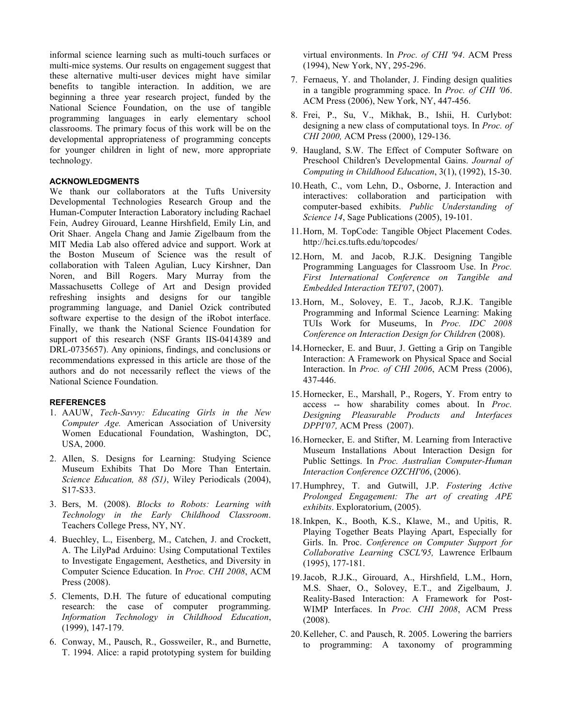informal science learning such as multi-touch surfaces or multi-mice systems. Our results on engagement suggest that these alternative multi-user devices might have similar benefits to tangible interaction. In addition, we are beginning a three year research project, funded by the National Science Foundation, on the use of tangible programming languages in early elementary school classrooms. The primary focus of this work will be on the developmental appropriateness of programming concepts for younger children in light of new, more appropriate technology.

### ACKNOWLEDGMENTS

We thank our collaborators at the Tufts University Developmental Technologies Research Group and the Human-Computer Interaction Laboratory including Rachael Fein, Audrey Girouard, Leanne Hirshfield, Emily Lin, and Orit Shaer. Angela Chang and Jamie Zigelbaum from the MIT Media Lab also offered advice and support. Work at the Boston Museum of Science was the result of collaboration with Taleen Agulian, Lucy Kirshner, Dan Noren, and Bill Rogers. Mary Murray from the Massachusetts College of Art and Design provided refreshing insights and designs for our tangible programming language, and Daniel Ozick contributed software expertise to the design of the iRobot interface. Finally, we thank the National Science Foundation for support of this research (NSF Grants IIS-0414389 and DRL-0735657). Any opinions, findings, and conclusions or recommendations expressed in this article are those of the authors and do not necessarily reflect the views of the National Science Foundation.

### REFERENCES

1. AAUW, *Tech-Savvy: Educating Girls in the New Computer Age.* American Association of University Women Educational Foundation, Washington, DC, USA, 2000.
2. Allen, S. Designs for Learning: Studying Science Museum Exhibits That Do More Than Entertain. *Science Education, 88 (S1)*, Wiley Periodicals (2004), S17-S33.
3. Bers, M. (2008). *Blocks to Robots: Learning with Technology in the Early Childhood Classroom*. Teachers College Press, NY, NY.
4. Buechley, L., Eisenberg, M., Catchen, J. and Crockett, A. The LilyPad Arduino: Using Computational Textiles to Investigate Engagement, Aesthetics, and Diversity in Computer Science Education. In *Proc. CHI 2008*, ACM Press (2008).
5. Clements, D.H. The future of educational computing research: the case of computer programming. *Information Technology in Childhood Education*, (1999), 147-179.
6. Conway, M., Pausch, R., Gossweiler, R., and Burnette, T. 1994. Alice: a rapid prototyping system for building virtual environments. In *Proc. of CHI '94*. ACM Press (1994), New York, NY, 295-296.
7. Fernaeus, Y. and Tholander, J. Finding design qualities in a tangible programming space. In *Proc. of CHI '06*. ACM Press (2006), New York, NY, 447-456.
8. Frei, P., Su, V., Mikhak, B., Ishii, H. Curlybot: designing a new class of computational toys. In *Proc. of CHI 2000,* ACM Press (2000), 129-136.
9. Haugland, S.W. The Effect of Computer Software on Preschool Children's Developmental Gains. *Journal of Computing in Childhood Education*, 3(1), (1992), 15-30.
10. Heath, C., vom Lehn, D., Osborne, J. Interaction and interactives: collaboration and participation with computer-based exhibits. *Public Understanding of Science 14*, Sage Publications (2005), 19-101.
11. Horn, M. TopCode: Tangible Object Placement Codes. http://hci.cs.tufts.edu/topcodes/
12. Horn, M. and Jacob, R.J.K. Designing Tangible Programming Languages for Classroom Use. In *Proc. First International Conference on Tangible and Embedded Interaction TEI'07*, (2007).
13. Horn, M., Solovey, E. T., Jacob, R.J.K. Tangible Programming and Informal Science Learning: Making TUIs Work for Museums, In *Proc. IDC 2008 Conference on Interaction Design for Children* (2008).
14. Hornecker, E. and Buur, J. Getting a Grip on Tangible Interaction: A Framework on Physical Space and Social Interaction. In *Proc. of CHI 2006*, ACM Press (2006), 437-446.
15. Hornecker, E., Marshall, P., Rogers, Y. From entry to access -- how sharability comes about. In *Proc. Designing Pleasurable Products and Interfaces DPPI'07,* ACM Press (2007).
16. Hornecker, E. and Stifter, M. Learning from Interactive Museum Installations About Interaction Design for Public Settings. In *Proc. Australian Computer-Human Interaction Conference OZCHI'06*, (2006).
17. Humphrey, T. and Gutwill, J.P. *Fostering Active Prolonged Engagement: The art of creating APE exhibits*. Exploratorium, (2005).
18. Inkpen, K., Booth, K.S., Klawe, M., and Upitis, R. Playing Together Beats Playing Apart, Especially for Girls. In. Proc. *Conference on Computer Support for Collaborative Learning CSCL'95,* Lawrence Erlbaum (1995), 177-181.
19. Jacob, R.J.K., Girouard, A., Hirshfield, L.M., Horn, M.S. Shaer, O., Solovey, E.T., and Zigelbaum, J. Reality-Based Interaction: A Framework for Post-WIMP Interfaces. In *Proc. CHI 2008*, ACM Press (2008).
20. Kelleher, C. and Pausch, R. 2005. Lowering the barriers to programming: A taxonomy of programming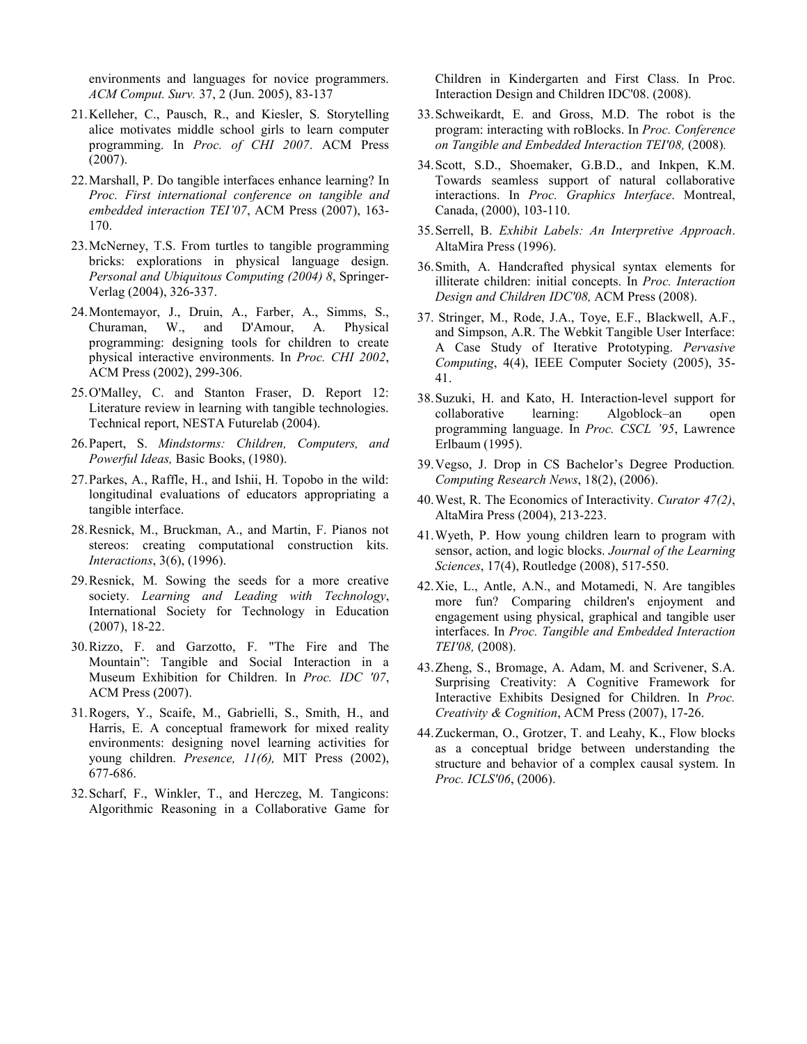environments and languages for novice programmers. *ACM Comput. Surv.* 37, 2 (Jun. 2005), 83-137

21. Kelleher, C., Pausch, R., and Kiesler, S. Storytelling alice motivates middle school girls to learn computer programming. In *Proc. of CHI 2007*. ACM Press (2007).

22. Marshall, P. Do tangible interfaces enhance learning? In *Proc. First international conference on tangible and embedded interaction TEI'07*, ACM Press (2007), 163-170.

23. McNerney, T.S. From turtles to tangible programming bricks: explorations in physical language design. *Personal and Ubiquitous Computing (2004) 8*, Springer-Verlag (2004), 326-337.

24. Montemayor, J., Druin, A., Farber, A., Simms, S., Churaman, W., and D'Amour, A. Physical programming: designing tools for children to create physical interactive environments. In *Proc. CHI 2002*, ACM Press (2002), 299-306.

25. O'Malley, C. and Stanton Fraser, D. Report 12: Literature review in learning with tangible technologies. Technical report, NESTA Futurelab (2004).

26. Papert, S. *Mindstorms: Children, Computers, and Powerful Ideas,* Basic Books, (1980).

27. Parkes, A., Raffle, H., and Ishii, H. Topobo in the wild: longitudinal evaluations of educators appropriating a tangible interface.

28. Resnick, M., Bruckman, A., and Martin, F. Pianos not stereos: creating computational construction kits. *Interactions*, 3(6), (1996).

29. Resnick, M. Sowing the seeds for a more creative society. *Learning and Leading with Technology*, International Society for Technology in Education (2007), 18-22.

30. Rizzo, F. and Garzotto, F. "The Fire and The Mountain": Tangible and Social Interaction in a Museum Exhibition for Children. In *Proc. IDC '07*, ACM Press (2007).

31. Rogers, Y., Scaife, M., Gabrielli, S., Smith, H., and Harris, E. A conceptual framework for mixed reality environments: designing novel learning activities for young children. *Presence, 11(6),* MIT Press (2002), 677-686.

32. Scharf, F., Winkler, T., and Herczeg, M. Tangicons: Algorithmic Reasoning in a Collaborative Game for Children in Kindergarten and First Class. In Proc. Interaction Design and Children IDC'08. (2008).

33. Schweikardt, E. and Gross, M.D. The robot is the program: interacting with roBlocks. In *Proc. Conference on Tangible and Embedded Interaction TEI'08,* (2008).

34. Scott, S.D., Shoemaker, G.B.D., and Inkpen, K.M. Towards seamless support of natural collaborative interactions. In *Proc. Graphics Interface*. Montreal, Canada, (2000), 103-110.

35. Serrell, B. *Exhibit Labels: An Interpretive Approach*. AltaMira Press (1996).

36. Smith, A. Handcrafted physical syntax elements for illiterate children: initial concepts. In *Proc. Interaction Design and Children IDC'08,* ACM Press (2008).

37. Stringer, M., Rode, J.A., Toye, E.F., Blackwell, A.F., and Simpson, A.R. The Webkit Tangible User Interface: A Case Study of Iterative Prototyping. *Pervasive Computing*, 4(4), IEEE Computer Society (2005), 35-41.

38. Suzuki, H. and Kato, H. Interaction-level support for collaborative learning: Algoblock–an open programming language. In *Proc. CSCL '95*, Lawrence Erlbaum (1995).

39. Vegso, J. Drop in CS Bachelor's Degree Production*.* *Computing Research News*, 18(2), (2006).

40. West, R. The Economics of Interactivity. *Curator 47(2)*, AltaMira Press (2004), 213-223.

41. Wyeth, P. How young children learn to program with sensor, action, and logic blocks. *Journal of the Learning Sciences*, 17(4), Routledge (2008), 517-550.

42. Xie, L., Antle, A.N., and Motamedi, N. Are tangibles more fun? Comparing children's enjoyment and engagement using physical, graphical and tangible user interfaces. In *Proc. Tangible and Embedded Interaction TEI'08,* (2008).

43. Zheng, S., Bromage, A. Adam, M. and Scrivener, S.A. Surprising Creativity: A Cognitive Framework for Interactive Exhibits Designed for Children. In *Proc. Creativity & Cognition*, ACM Press (2007), 17-26.

44. Zuckerman, O., Grotzer, T. and Leahy, K., Flow blocks as a conceptual bridge between understanding the structure and behavior of a complex causal system. In *Proc. ICLS'06*, (2006).